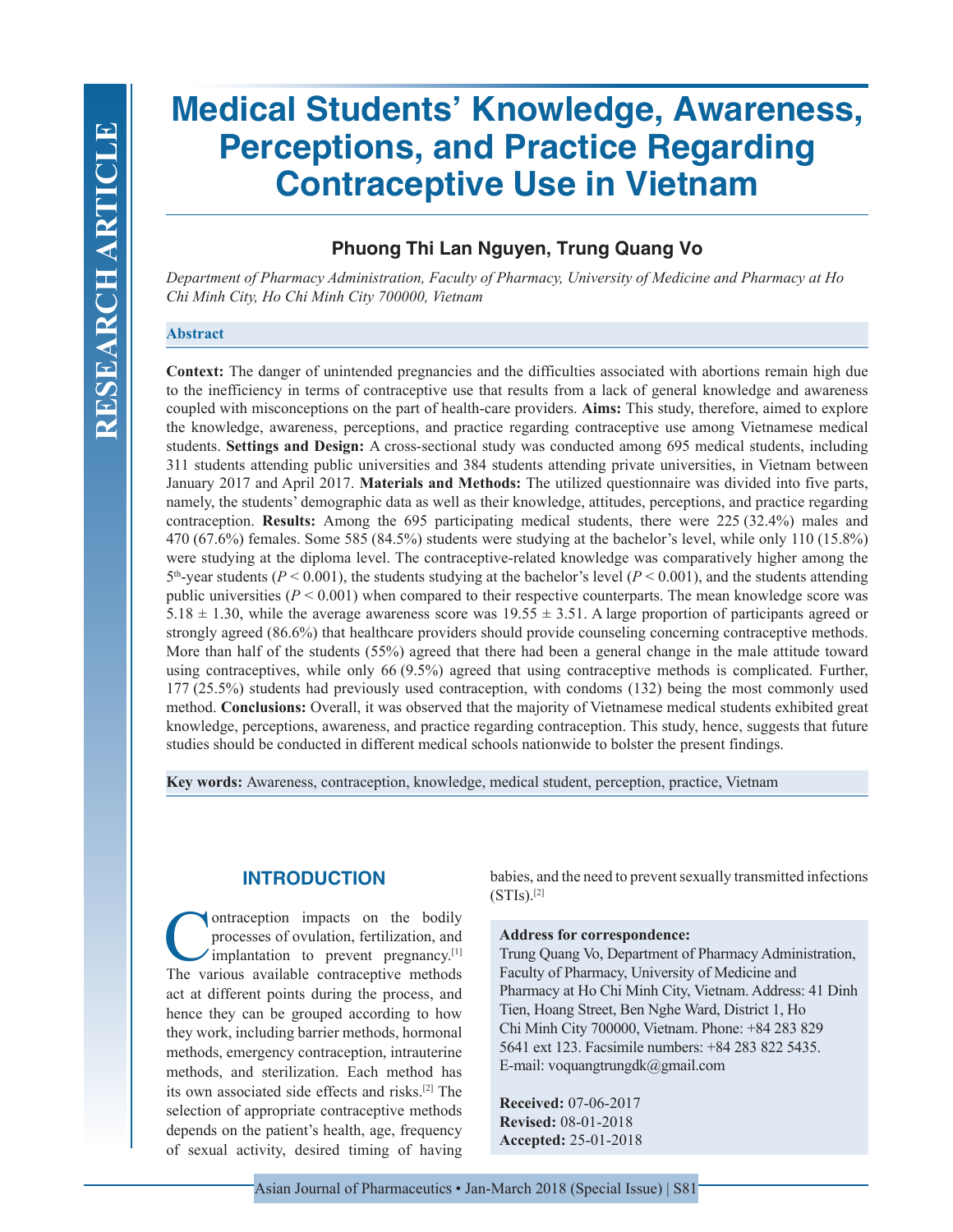RESEARCH ARTICLE

# Medical Students' Knowledge, Awareness, Perceptions, and Practice Regarding Contraceptive Use in Vietnam

**Phuong Thi Lan Nguyen, Trung Quang Vo**

*Department of Pharmacy Administration, Faculty of Pharmacy, University of Medicine and Pharmacy at Ho Chi Minh City, Ho Chi Minh City 700000, Vietnam*

## Abstract

**Context:** The danger of unintended pregnancies and the difficulties associated with abortions remain high due to the inefficiency in terms of contraceptive use that results from a lack of general knowledge and awareness coupled with misconceptions on the part of health-care providers. **Aims:** This study, therefore, aimed to explore the knowledge, awareness, perceptions, and practice regarding contraceptive use among Vietnamese medical students. **Settings and Design:** A cross-sectional study was conducted among 695 medical students, including 311 students attending public universities and 384 students attending private universities, in Vietnam between January 2017 and April 2017. **Materials and Methods:** The utilized questionnaire was divided into five parts, namely, the students' demographic data as well as their knowledge, attitudes, perceptions, and practice regarding contraception. **Results:** Among the 695 participating medical students, there were 225 (32.4%) males and 470 (67.6%) females. Some 585 (84.5%) students were studying at the bachelor's level, while only 110 (15.8%) were studying at the diploma level. The contraceptive-related knowledge was comparatively higher among the 5th-year students ($P < 0.001$), the students studying at the bachelor's level ($P < 0.001$), and the students attending public universities ($P < 0.001$) when compared to their respective counterparts. The mean knowledge score was $5.18 \pm 1.30$, while the average awareness score was $19.55 \pm 3.51$. A large proportion of participants agreed or strongly agreed (86.6%) that healthcare providers should provide counseling concerning contraceptive methods. More than half of the students (55%) agreed that there had been a general change in the male attitude toward using contraceptives, while only 66 (9.5%) agreed that using contraceptive methods is complicated. Further, 177 (25.5%) students had previously used contraception, with condoms (132) being the most commonly used method. **Conclusions:** Overall, it was observed that the majority of Vietnamese medical students exhibited great knowledge, perceptions, awareness, and practice regarding contraception. This study, hence, suggests that future studies should be conducted in different medical schools nationwide to bolster the present findings.

**Key words:** Awareness, contraception, knowledge, medical student, perception, practice, Vietnam

## INTRODUCTION

Contraception impacts on the bodily processes of ovulation, fertilization, and implantation to prevent pregnancy.[1] The various available contraceptive methods act at different points during the process, and hence they can be grouped according to how they work, including barrier methods, hormonal methods, emergency contraception, intrauterine methods, and sterilization. Each method has its own associated side effects and risks.[2] The selection of appropriate contraceptive methods depends on the patient's health, age, frequency of sexual activity, desired timing of having babies, and the need to prevent sexually transmitted infections (STIs).[2]

**Address for correspondence:**
Trung Quang Vo, Department of Pharmacy Administration, Faculty of Pharmacy, University of Medicine and Pharmacy at Ho Chi Minh City, Vietnam. Address: 41 Dinh Tien, Hoang Street, Ben Nghe Ward, District 1, Ho Chi Minh City 700000, Vietnam. Phone: +84 283 829 5641 ext 123. Facsimile numbers: +84 283 822 5435. E-mail: voquangtrungdk@gmail.com

**Received:** 07-06-2017
**Revised:** 08-01-2018
**Accepted:** 25-01-2018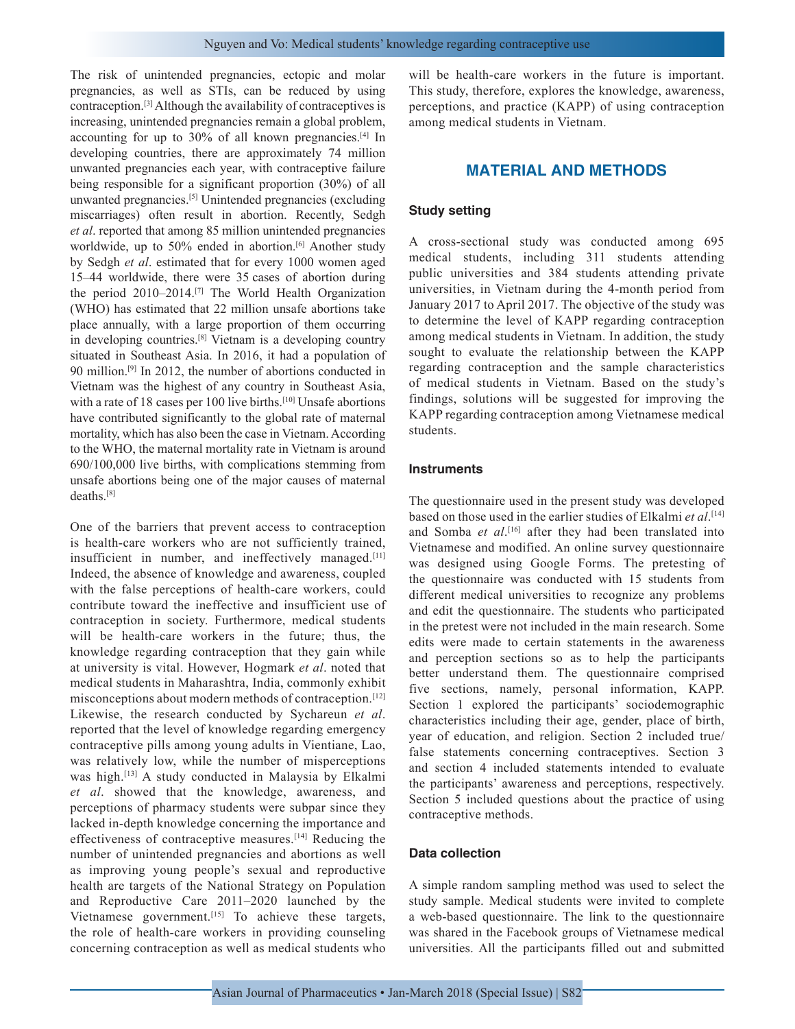The risk of unintended pregnancies, ectopic and molar pregnancies, as well as STIs, can be reduced by using contraception.[3] Although the availability of contraceptives is increasing, unintended pregnancies remain a global problem, accounting for up to 30% of all known pregnancies.[4] In developing countries, there are approximately 74 million unwanted pregnancies each year, with contraceptive failure being responsible for a significant proportion (30%) of all unwanted pregnancies.[5] Unintended pregnancies (excluding miscarriages) often result in abortion. Recently, Sedgh *et al*. reported that among 85 million unintended pregnancies worldwide, up to 50% ended in abortion.[6] Another study by Sedgh *et al*. estimated that for every 1000 women aged 15–44 worldwide, there were 35 cases of abortion during the period 2010–2014.[7] The World Health Organization (WHO) has estimated that 22 million unsafe abortions take place annually, with a large proportion of them occurring in developing countries.[8] Vietnam is a developing country situated in Southeast Asia. In 2016, it had a population of 90 million.[9] In 2012, the number of abortions conducted in Vietnam was the highest of any country in Southeast Asia, with a rate of 18 cases per 100 live births.[10] Unsafe abortions have contributed significantly to the global rate of maternal mortality, which has also been the case in Vietnam. According to the WHO, the maternal mortality rate in Vietnam is around 690/100,000 live births, with complications stemming from unsafe abortions being one of the major causes of maternal deaths.[8]

One of the barriers that prevent access to contraception is health-care workers who are not sufficiently trained, insufficient in number, and ineffectively managed.[11] Indeed, the absence of knowledge and awareness, coupled with the false perceptions of health-care workers, could contribute toward the ineffective and insufficient use of contraception in society. Furthermore, medical students will be health-care workers in the future; thus, the knowledge regarding contraception that they gain while at university is vital. However, Hogmark *et al*. noted that medical students in Maharashtra, India, commonly exhibit misconceptions about modern methods of contraception.[12] Likewise, the research conducted by Sychareun *et al*. reported that the level of knowledge regarding emergency contraceptive pills among young adults in Vientiane, Lao, was relatively low, while the number of misperceptions was high.[13] A study conducted in Malaysia by Elkalmi *et al*. showed that the knowledge, awareness, and perceptions of pharmacy students were subpar since they lacked in-depth knowledge concerning the importance and effectiveness of contraceptive measures.[14] Reducing the number of unintended pregnancies and abortions as well as improving young people's sexual and reproductive health are targets of the National Strategy on Population and Reproductive Care 2011–2020 launched by the Vietnamese government.[15] To achieve these targets, the role of health-care workers in providing counseling concerning contraception as well as medical students who will be health-care workers in the future is important. This study, therefore, explores the knowledge, awareness, perceptions, and practice (KAPP) of using contraception among medical students in Vietnam.

## MATERIAL AND METHODS

### Study setting

A cross-sectional study was conducted among 695 medical students, including 311 students attending public universities and 384 students attending private universities, in Vietnam during the 4-month period from January 2017 to April 2017. The objective of the study was to determine the level of KAPP regarding contraception among medical students in Vietnam. In addition, the study sought to evaluate the relationship between the KAPP regarding contraception and the sample characteristics of medical students in Vietnam. Based on the study's findings, solutions will be suggested for improving the KAPP regarding contraception among Vietnamese medical students.

### Instruments

The questionnaire used in the present study was developed based on those used in the earlier studies of Elkalmi *et al*.[14] and Somba *et al*.[16] after they had been translated into Vietnamese and modified. An online survey questionnaire was designed using Google Forms. The pretesting of the questionnaire was conducted with 15 students from different medical universities to recognize any problems and edit the questionnaire. The students who participated in the pretest were not included in the main research. Some edits were made to certain statements in the awareness and perception sections so as to help the participants better understand them. The questionnaire comprised five sections, namely, personal information, KAPP. Section 1 explored the participants' sociodemographic characteristics including their age, gender, place of birth, year of education, and religion. Section 2 included true/false statements concerning contraceptives. Section 3 and section 4 included statements intended to evaluate the participants' awareness and perceptions, respectively. Section 5 included questions about the practice of using contraceptive methods.

### Data collection

A simple random sampling method was used to select the study sample. Medical students were invited to complete a web-based questionnaire. The link to the questionnaire was shared in the Facebook groups of Vietnamese medical universities. All the participants filled out and submitted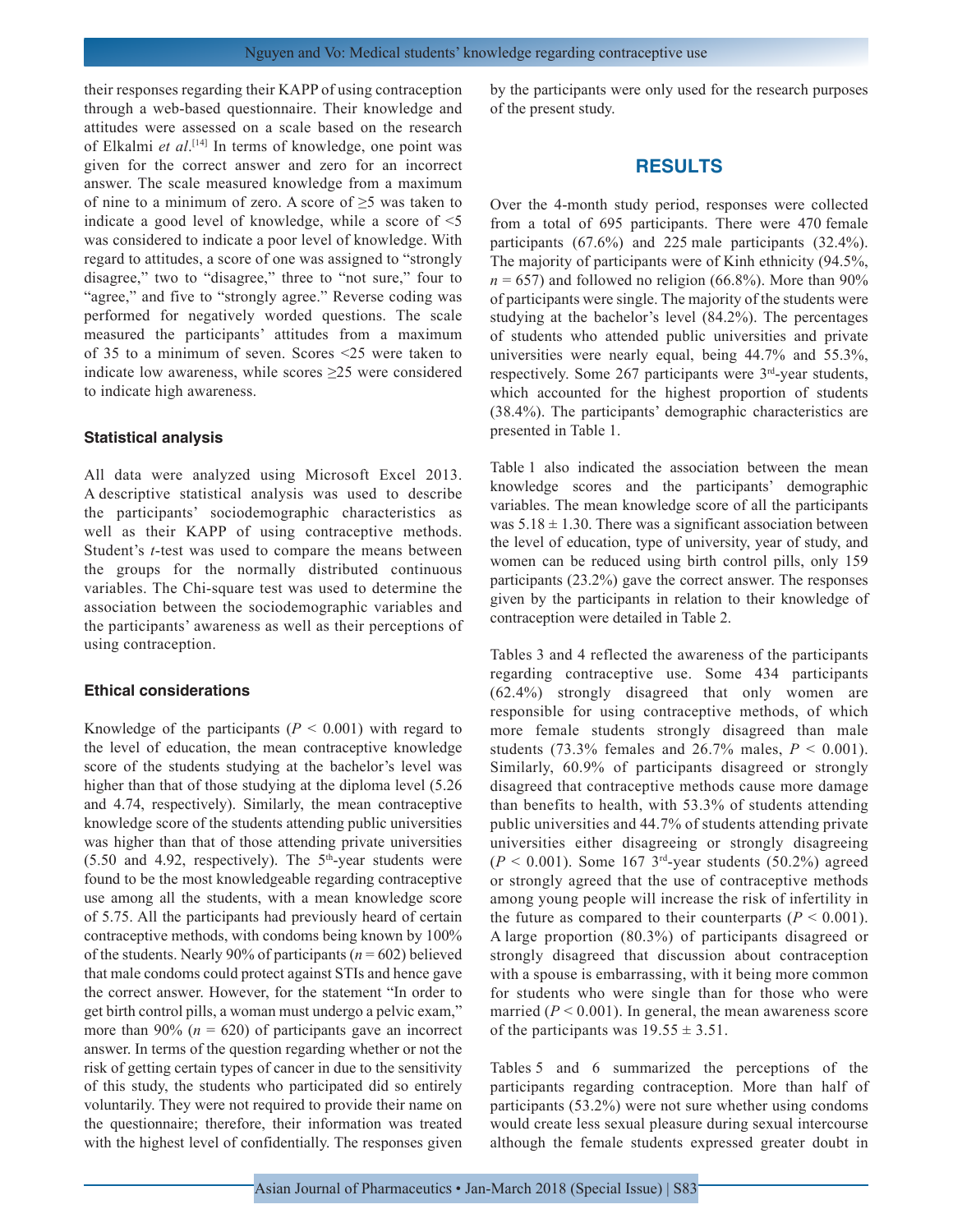their responses regarding their KAPP of using contraception through a web-based questionnaire. Their knowledge and attitudes were assessed on a scale based on the research of Elkalmi *et al*.[14] In terms of knowledge, one point was given for the correct answer and zero for an incorrect answer. The scale measured knowledge from a maximum of nine to a minimum of zero. A score of ≥5 was taken to indicate a good level of knowledge, while a score of <5 was considered to indicate a poor level of knowledge. With regard to attitudes, a score of one was assigned to "strongly disagree," two to "disagree," three to "not sure," four to "agree," and five to "strongly agree." Reverse coding was performed for negatively worded questions. The scale measured the participants' attitudes from a maximum of 35 to a minimum of seven. Scores <25 were taken to indicate low awareness, while scores ≥25 were considered to indicate high awareness.

### Statistical analysis

All data were analyzed using Microsoft Excel 2013. A descriptive statistical analysis was used to describe the participants' sociodemographic characteristics as well as their KAPP of using contraceptive methods. Student's *t*-test was used to compare the means between the groups for the normally distributed continuous variables. The Chi-square test was used to determine the association between the sociodemographic variables and the participants' awareness as well as their perceptions of using contraception.

### Ethical considerations

Knowledge of the participants ($P < 0.001$) with regard to the level of education, the mean contraceptive knowledge score of the students studying at the bachelor's level was higher than that of those studying at the diploma level (5.26 and 4.74, respectively). Similarly, the mean contraceptive knowledge score of the students attending public universities was higher than that of those attending private universities (5.50 and 4.92, respectively). The 5th-year students were found to be the most knowledgeable regarding contraceptive use among all the students, with a mean knowledge score of 5.75. All the participants had previously heard of certain contraceptive methods, with condoms being known by 100% of the students. Nearly 90% of participants ($n = 602$) believed that male condoms could protect against STIs and hence gave the correct answer. However, for the statement "In order to get birth control pills, a woman must undergo a pelvic exam," more than 90% ($n = 620$) of participants gave an incorrect answer. In terms of the question regarding whether or not the risk of getting certain types of cancer in due to the sensitivity of this study, the students who participated did so entirely voluntarily. They were not required to provide their name on the questionnaire; therefore, their information was treated with the highest level of confidentially. The responses given by the participants were only used for the research purposes of the present study.

## RESULTS

Over the 4-month study period, responses were collected from a total of 695 participants. There were 470 female participants (67.6%) and 225 male participants (32.4%). The majority of participants were of Kinh ethnicity (94.5%, $n = 657$) and followed no religion (66.8%). More than 90% of participants were single. The majority of the students were studying at the bachelor's level (84.2%). The percentages of students who attended public universities and private universities were nearly equal, being 44.7% and 55.3%, respectively. Some 267 participants were 3rd-year students, which accounted for the highest proportion of students (38.4%). The participants' demographic characteristics are presented in Table 1.

Table 1 also indicated the association between the mean knowledge scores and the participants' demographic variables. The mean knowledge score of all the participants was $5.18 \pm 1.30$. There was a significant association between the level of education, type of university, year of study, and women can be reduced using birth control pills, only 159 participants (23.2%) gave the correct answer. The responses given by the participants in relation to their knowledge of contraception were detailed in Table 2.

Tables 3 and 4 reflected the awareness of the participants regarding contraceptive use. Some 434 participants (62.4%) strongly disagreed that only women are responsible for using contraceptive methods, of which more female students strongly disagreed than male students (73.3% females and 26.7% males, $P < 0.001$). Similarly, 60.9% of participants disagreed or strongly disagreed that contraceptive methods cause more damage than benefits to health, with 53.3% of students attending public universities and 44.7% of students attending private universities either disagreeing or strongly disagreeing ($P < 0.001$). Some 167 3rd-year students (50.2%) agreed or strongly agreed that the use of contraceptive methods among young people will increase the risk of infertility in the future as compared to their counterparts ($P < 0.001$). A large proportion (80.3%) of participants disagreed or strongly disagreed that discussion about contraception with a spouse is embarrassing, with it being more common for students who were single than for those who were married ($P < 0.001$). In general, the mean awareness score of the participants was $19.55 \pm 3.51$.

Tables 5 and 6 summarized the perceptions of the participants regarding contraception. More than half of participants (53.2%) were not sure whether using condoms would create less sexual pleasure during sexual intercourse although the female students expressed greater doubt in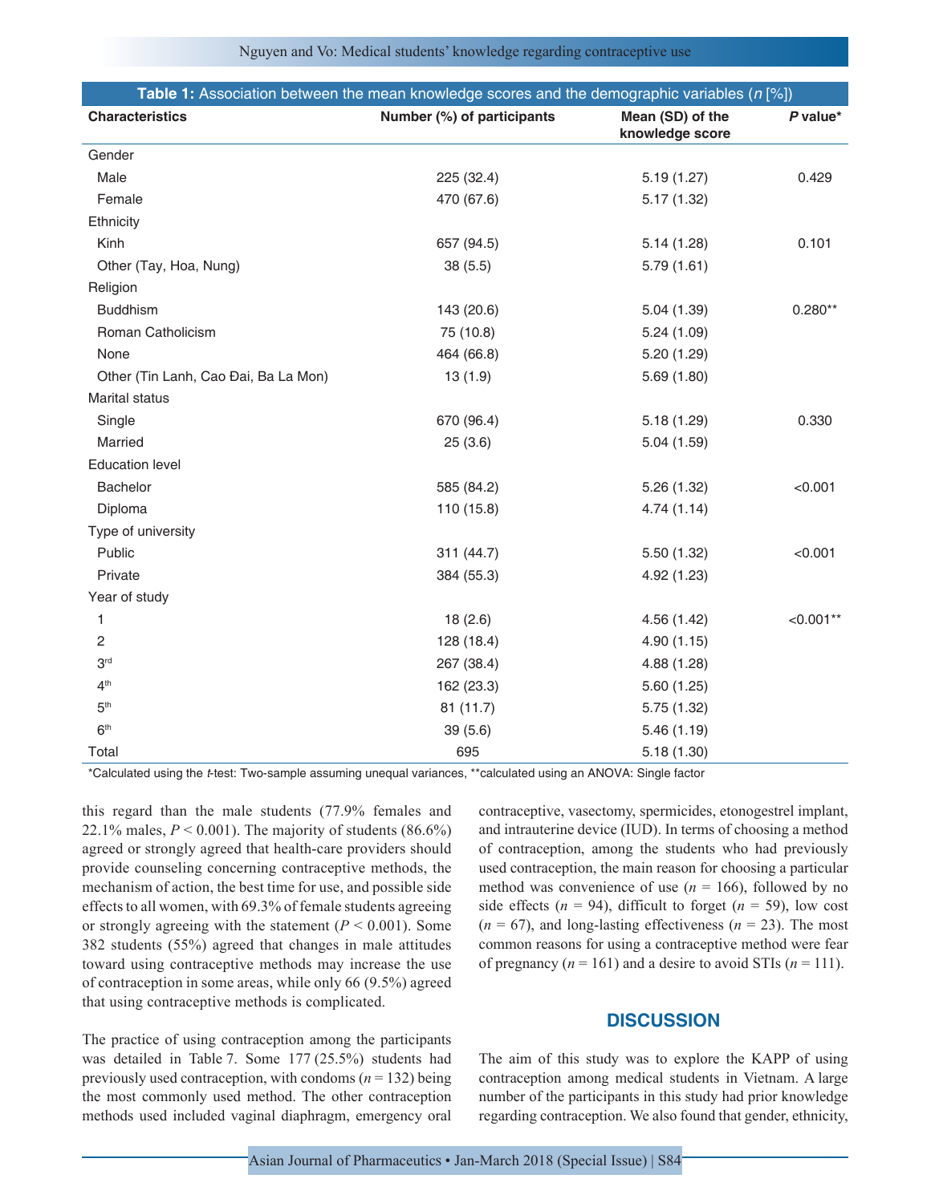**Table 1:** Association between the mean knowledge scores and the demographic variables (*n* [%])

| Characteristics | Number (%) of participants | Mean (SD) of the knowledge score | *P* value* |
|---|---|---|---|
| Gender | | | |
| Male | 225 (32.4) | 5.19 (1.27) | 0.429 |
| Female | 470 (67.6) | 5.17 (1.32) | |
| Ethnicity | | | |
| Kinh | 657 (94.5) | 5.14 (1.28) | 0.101 |
| Other (Tay, Hoa, Nung) | 38 (5.5) | 5.79 (1.61) | |
| Religion | | | |
| Buddhism | 143 (20.6) | 5.04 (1.39) | 0.280** |
| Roman Catholicism | 75 (10.8) | 5.24 (1.09) | |
| None | 464 (66.8) | 5.20 (1.29) | |
| Other (Tin Lanh, Cao Đai, Ba La Mon) | 13 (1.9) | 5.69 (1.80) | |
| Marital status | | | |
| Single | 670 (96.4) | 5.18 (1.29) | 0.330 |
| Married | 25 (3.6) | 5.04 (1.59) | |
| Education level | | | |
| Bachelor | 585 (84.2) | 5.26 (1.32) | <0.001 |
| Diploma | 110 (15.8) | 4.74 (1.14) | |
| Type of university | | | |
| Public | 311 (44.7) | 5.50 (1.32) | <0.001 |
| Private | 384 (55.3) | 4.92 (1.23) | |
| Year of study | | | |
| 1 | 18 (2.6) | 4.56 (1.42) | <0.001** |
| 2 | 128 (18.4) | 4.90 (1.15) | |
| 3rd | 267 (38.4) | 4.88 (1.28) | |
| 4th | 162 (23.3) | 5.60 (1.25) | |
| 5th | 81 (11.7) | 5.75 (1.32) | |
| 6th | 39 (5.6) | 5.46 (1.19) | |
| Total | 695 | 5.18 (1.30) | |

*Calculated using the *t*-test: Two-sample assuming unequal variances, **calculated using an ANOVA: Single factor

this regard than the male students (77.9% females and 22.1% males, $P < 0.001$). The majority of students (86.6%) agreed or strongly agreed that health-care providers should provide counseling concerning contraceptive methods, the mechanism of action, the best time for use, and possible side effects to all women, with 69.3% of female students agreeing or strongly agreeing with the statement ($P < 0.001$). Some 382 students (55%) agreed that changes in male attitudes toward using contraceptive methods may increase the use of contraception in some areas, while only 66 (9.5%) agreed that using contraceptive methods is complicated.

The practice of using contraception among the participants was detailed in Table 7. Some 177 (25.5%) students had previously used contraception, with condoms ($n = 132$) being the most commonly used method. The other contraception methods used included vaginal diaphragm, emergency oral contraceptive, vasectomy, spermicides, etonogestrel implant, and intrauterine device (IUD). In terms of choosing a method of contraception, among the students who had previously used contraception, the main reason for choosing a particular method was convenience of use ($n = 166$), followed by no side effects ($n = 94$), difficult to forget ($n = 59$), low cost ($n = 67$), and long-lasting effectiveness ($n = 23$). The most common reasons for using a contraceptive method were fear of pregnancy ($n = 161$) and a desire to avoid STIs ($n = 111$).

## DISCUSSION

The aim of this study was to explore the KAPP of using contraception among medical students in Vietnam. A large number of the participants in this study had prior knowledge regarding contraception. We also found that gender, ethnicity,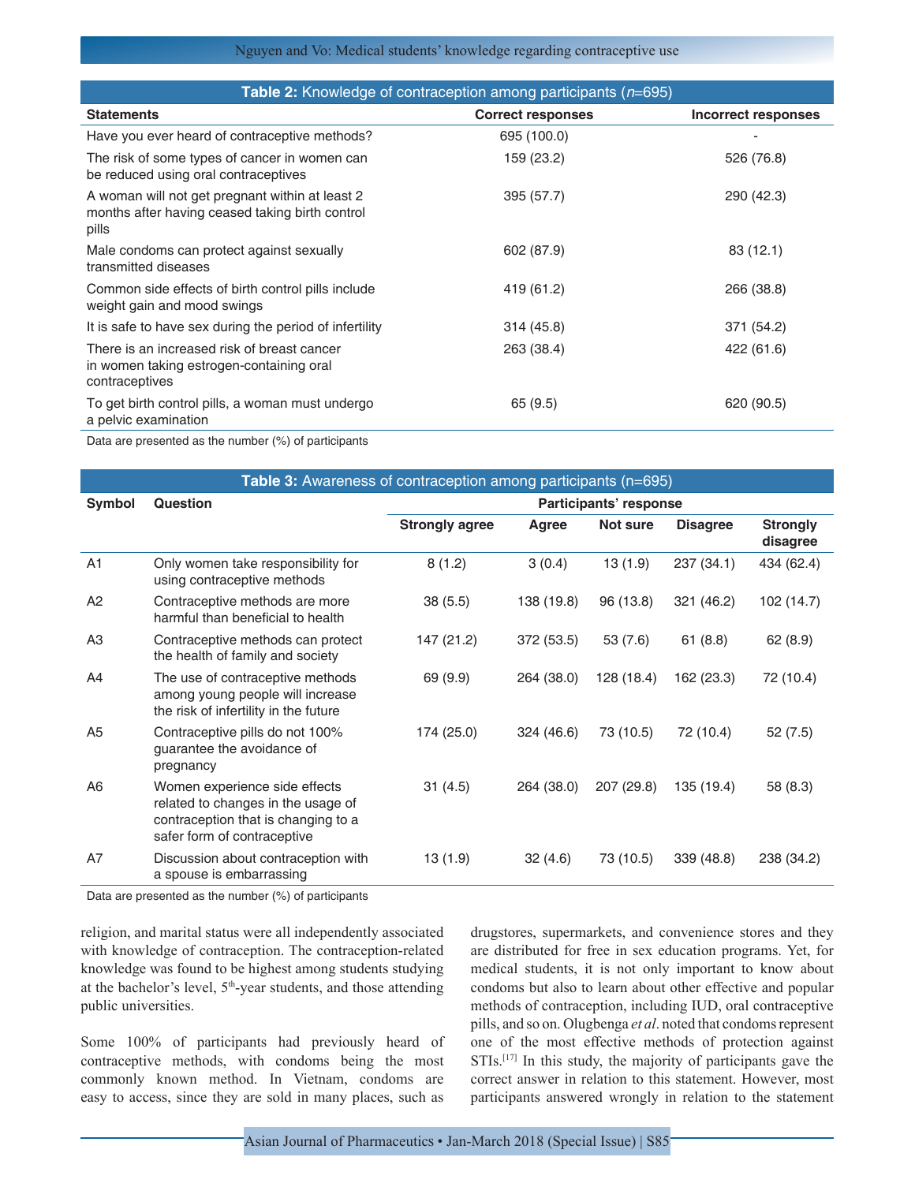**Table 2:** Knowledge of contraception among participants (*n*=695)

| Statements | Correct responses | Incorrect responses |
|---|---|---|
| Have you ever heard of contraceptive methods? | 695 (100.0) | - |
| The risk of some types of cancer in women can be reduced using oral contraceptives | 159 (23.2) | 526 (76.8) |
| A woman will not get pregnant within at least 2 months after having ceased taking birth control pills | 395 (57.7) | 290 (42.3) |
| Male condoms can protect against sexually transmitted diseases | 602 (87.9) | 83 (12.1) |
| Common side effects of birth control pills include weight gain and mood swings | 419 (61.2) | 266 (38.8) |
| It is safe to have sex during the period of infertility | 314 (45.8) | 371 (54.2) |
| There is an increased risk of breast cancer in women taking estrogen-containing oral contraceptives | 263 (38.4) | 422 (61.6) |
| To get birth control pills, a woman must undergo a pelvic examination | 65 (9.5) | 620 (90.5) |

Data are presented as the number (%) of participants

**Table 3:** Awareness of contraception among participants (n=695)

| Symbol | Question | Participants' response | | | | |
|---|---|---|---|---|---|---|
| | | Strongly agree | Agree | Not sure | Disagree | Strongly disagree |
| A1 | Only women take responsibility for using contraceptive methods | 8 (1.2) | 3 (0.4) | 13 (1.9) | 237 (34.1) | 434 (62.4) |
| A2 | Contraceptive methods are more harmful than beneficial to health | 38 (5.5) | 138 (19.8) | 96 (13.8) | 321 (46.2) | 102 (14.7) |
| A3 | Contraceptive methods can protect the health of family and society | 147 (21.2) | 372 (53.5) | 53 (7.6) | 61 (8.8) | 62 (8.9) |
| A4 | The use of contraceptive methods among young people will increase the risk of infertility in the future | 69 (9.9) | 264 (38.0) | 128 (18.4) | 162 (23.3) | 72 (10.4) |
| A5 | Contraceptive pills do not 100% guarantee the avoidance of pregnancy | 174 (25.0) | 324 (46.6) | 73 (10.5) | 72 (10.4) | 52 (7.5) |
| A6 | Women experience side effects related to changes in the usage of contraception that is changing to a safer form of contraceptive | 31 (4.5) | 264 (38.0) | 207 (29.8) | 135 (19.4) | 58 (8.3) |
| A7 | Discussion about contraception with a spouse is embarrassing | 13 (1.9) | 32 (4.6) | 73 (10.5) | 339 (48.8) | 238 (34.2) |

Data are presented as the number (%) of participants

religion, and marital status were all independently associated with knowledge of contraception. The contraception-related knowledge was found to be highest among students studying at the bachelor's level, 5th-year students, and those attending public universities.

Some 100% of participants had previously heard of contraceptive methods, with condoms being the most commonly known method. In Vietnam, condoms are easy to access, since they are sold in many places, such as drugstores, supermarkets, and convenience stores and they are distributed for free in sex education programs. Yet, for medical students, it is not only important to know about condoms but also to learn about other effective and popular methods of contraception, including IUD, oral contraceptive pills, and so on. Olugbenga *et al*. noted that condoms represent one of the most effective methods of protection against STIs.[17] In this study, the majority of participants gave the correct answer in relation to this statement. However, most participants answered wrongly in relation to the statement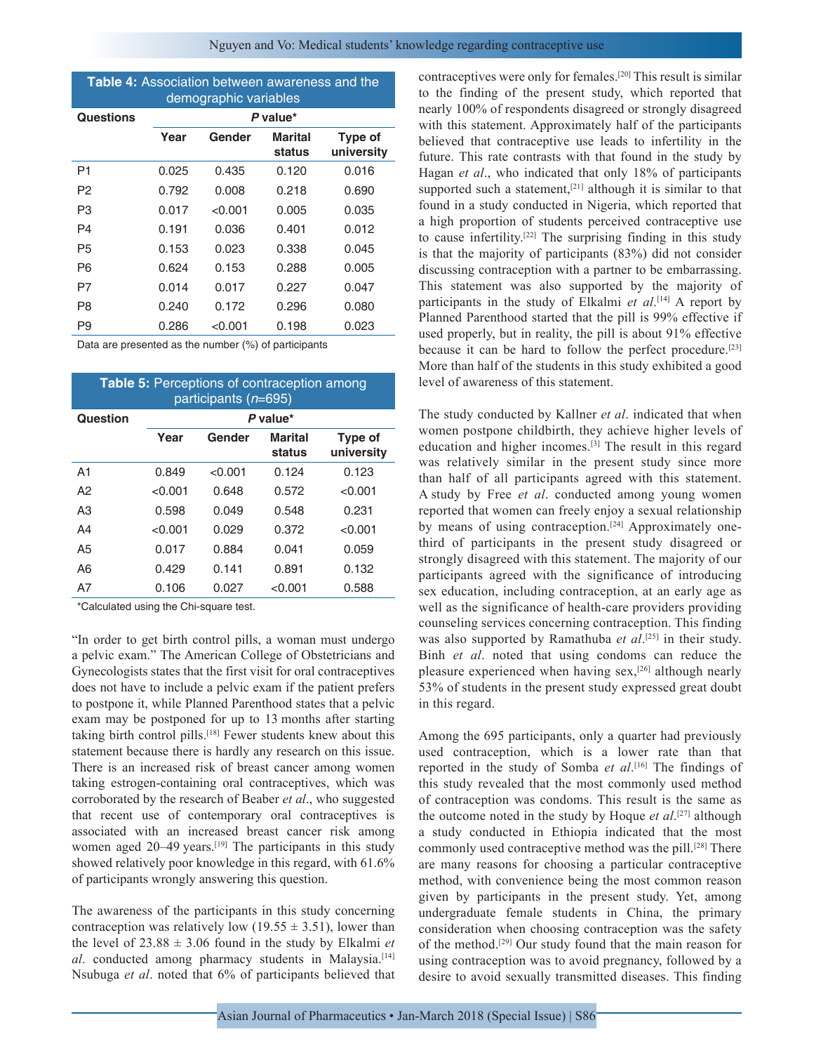**Table 4:** Association between awareness and the demographic variables

| Questions | *P* value* | | | |
|---|---|---|---|---|
| | Year | Gender | Marital status | Type of university |
| P1 | 0.025 | 0.435 | 0.120 | 0.016 |
| P2 | 0.792 | 0.008 | 0.218 | 0.690 |
| P3 | 0.017 | <0.001 | 0.005 | 0.035 |
| P4 | 0.191 | 0.036 | 0.401 | 0.012 |
| P5 | 0.153 | 0.023 | 0.338 | 0.045 |
| P6 | 0.624 | 0.153 | 0.288 | 0.005 |
| P7 | 0.014 | 0.017 | 0.227 | 0.047 |
| P8 | 0.240 | 0.172 | 0.296 | 0.080 |
| P9 | 0.286 | <0.001 | 0.198 | 0.023 |

Data are presented as the number (%) of participants

**Table 5:** Perceptions of contraception among participants (*n*=695)

| Question | *P* value* | | | |
|---|---|---|---|---|
| | Year | Gender | Marital status | Type of university |
| A1 | 0.849 | <0.001 | 0.124 | 0.123 |
| A2 | <0.001 | 0.648 | 0.572 | <0.001 |
| A3 | 0.598 | 0.049 | 0.548 | 0.231 |
| A4 | <0.001 | 0.029 | 0.372 | <0.001 |
| A5 | 0.017 | 0.884 | 0.041 | 0.059 |
| A6 | 0.429 | 0.141 | 0.891 | 0.132 |
| A7 | 0.106 | 0.027 | <0.001 | 0.588 |

*Calculated using the Chi-square test.

"In order to get birth control pills, a woman must undergo a pelvic exam." The American College of Obstetricians and Gynecologists states that the first visit for oral contraceptives does not have to include a pelvic exam if the patient prefers to postpone it, while Planned Parenthood states that a pelvic exam may be postponed for up to 13 months after starting taking birth control pills.[18] Fewer students knew about this statement because there is hardly any research on this issue. There is an increased risk of breast cancer among women taking estrogen-containing oral contraceptives, which was corroborated by the research of Beaber *et al*., who suggested that recent use of contemporary oral contraceptives is associated with an increased breast cancer risk among women aged 20–49 years.[19] The participants in this study showed relatively poor knowledge in this regard, with 61.6% of participants wrongly answering this question.

The awareness of the participants in this study concerning contraception was relatively low (19.55 ± 3.51), lower than the level of 23.88 ± 3.06 found in the study by Elkalmi *et al*. conducted among pharmacy students in Malaysia.[14] Nsubuga *et al*. noted that 6% of participants believed that contraceptives were only for females.[20] This result is similar to the finding of the present study, which reported that nearly 100% of respondents disagreed or strongly disagreed with this statement. Approximately half of the participants believed that contraceptive use leads to infertility in the future. This rate contrasts with that found in the study by Hagan *et al*., who indicated that only 18% of participants supported such a statement,[21] although it is similar to that found in a study conducted in Nigeria, which reported that a high proportion of students perceived contraceptive use to cause infertility.[22] The surprising finding in this study is that the majority of participants (83%) did not consider discussing contraception with a partner to be embarrassing. This statement was also supported by the majority of participants in the study of Elkalmi *et al*.[14] A report by Planned Parenthood started that the pill is 99% effective if used properly, but in reality, the pill is about 91% effective because it can be hard to follow the perfect procedure.[23] More than half of the students in this study exhibited a good level of awareness of this statement.

The study conducted by Kallner *et al*. indicated that when women postpone childbirth, they achieve higher levels of education and higher incomes.[3] The result in this regard was relatively similar in the present study since more than half of all participants agreed with this statement. A study by Free *et al*. conducted among young women reported that women can freely enjoy a sexual relationship by means of using contraception.[24] Approximately one-third of participants in the present study disagreed or strongly disagreed with this statement. The majority of our participants agreed with the significance of introducing sex education, including contraception, at an early age as well as the significance of health-care providers providing counseling services concerning contraception. This finding was also supported by Ramathuba *et al*.[25] in their study. Binh *et al*. noted that using condoms can reduce the pleasure experienced when having sex,[26] although nearly 53% of students in the present study expressed great doubt in this regard.

Among the 695 participants, only a quarter had previously used contraception, which is a lower rate than that reported in the study of Somba *et al*.[16] The findings of this study revealed that the most commonly used method of contraception was condoms. This result is the same as the outcome noted in the study by Hoque *et al*.[27] although a study conducted in Ethiopia indicated that the most commonly used contraceptive method was the pill.[28] There are many reasons for choosing a particular contraceptive method, with convenience being the most common reason given by participants in the present study. Yet, among undergraduate female students in China, the primary consideration when choosing contraception was the safety of the method.[29] Our study found that the main reason for using contraception was to avoid pregnancy, followed by a desire to avoid sexually transmitted diseases. This finding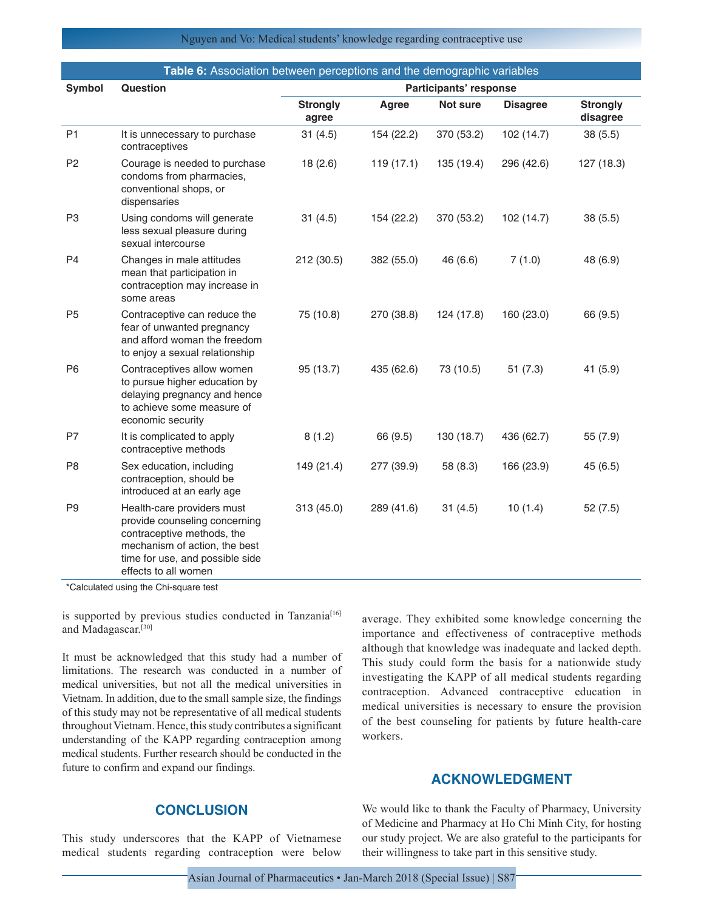**Table 6:** Association between perceptions and the demographic variables

| Symbol | Question | Participants' response | | | | |
|---|---|---|---|---|---|---|
| | | Strongly agree | Agree | Not sure | Disagree | Strongly disagree |
| P1 | It is unnecessary to purchase contraceptives | 31 (4.5) | 154 (22.2) | 370 (53.2) | 102 (14.7) | 38 (5.5) |
| P2 | Courage is needed to purchase condoms from pharmacies, conventional shops, or dispensaries | 18 (2.6) | 119 (17.1) | 135 (19.4) | 296 (42.6) | 127 (18.3) |
| P3 | Using condoms will generate less sexual pleasure during sexual intercourse | 31 (4.5) | 154 (22.2) | 370 (53.2) | 102 (14.7) | 38 (5.5) |
| P4 | Changes in male attitudes mean that participation in contraception may increase in some areas | 212 (30.5) | 382 (55.0) | 46 (6.6) | 7 (1.0) | 48 (6.9) |
| P5 | Contraceptive can reduce the fear of unwanted pregnancy and afford woman the freedom to enjoy a sexual relationship | 75 (10.8) | 270 (38.8) | 124 (17.8) | 160 (23.0) | 66 (9.5) |
| P6 | Contraceptives allow women to pursue higher education by delaying pregnancy and hence to achieve some measure of economic security | 95 (13.7) | 435 (62.6) | 73 (10.5) | 51 (7.3) | 41 (5.9) |
| P7 | It is complicated to apply contraceptive methods | 8 (1.2) | 66 (9.5) | 130 (18.7) | 436 (62.7) | 55 (7.9) |
| P8 | Sex education, including contraception, should be introduced at an early age | 149 (21.4) | 277 (39.9) | 58 (8.3) | 166 (23.9) | 45 (6.5) |
| P9 | Health-care providers must provide counseling concerning contraceptive methods, the mechanism of action, the best time for use, and possible side effects to all women | 313 (45.0) | 289 (41.6) | 31 (4.5) | 10 (1.4) | 52 (7.5) |

*Calculated using the Chi-square test

is supported by previous studies conducted in Tanzania[16] and Madagascar.[30]

It must be acknowledged that this study had a number of limitations. The research was conducted in a number of medical universities, but not all the medical universities in Vietnam. In addition, due to the small sample size, the findings of this study may not be representative of all medical students throughout Vietnam. Hence, this study contributes a significant understanding of the KAPP regarding contraception among medical students. Further research should be conducted in the future to confirm and expand our findings.

## CONCLUSION

This study underscores that the KAPP of Vietnamese medical students regarding contraception were below average. They exhibited some knowledge concerning the importance and effectiveness of contraceptive methods although that knowledge was inadequate and lacked depth. This study could form the basis for a nationwide study investigating the KAPP of all medical students regarding contraception. Advanced contraceptive education in medical universities is necessary to ensure the provision of the best counseling for patients by future health-care workers.

## ACKNOWLEDGMENT

We would like to thank the Faculty of Pharmacy, University of Medicine and Pharmacy at Ho Chi Minh City, for hosting our study project. We are also grateful to the participants for their willingness to take part in this sensitive study.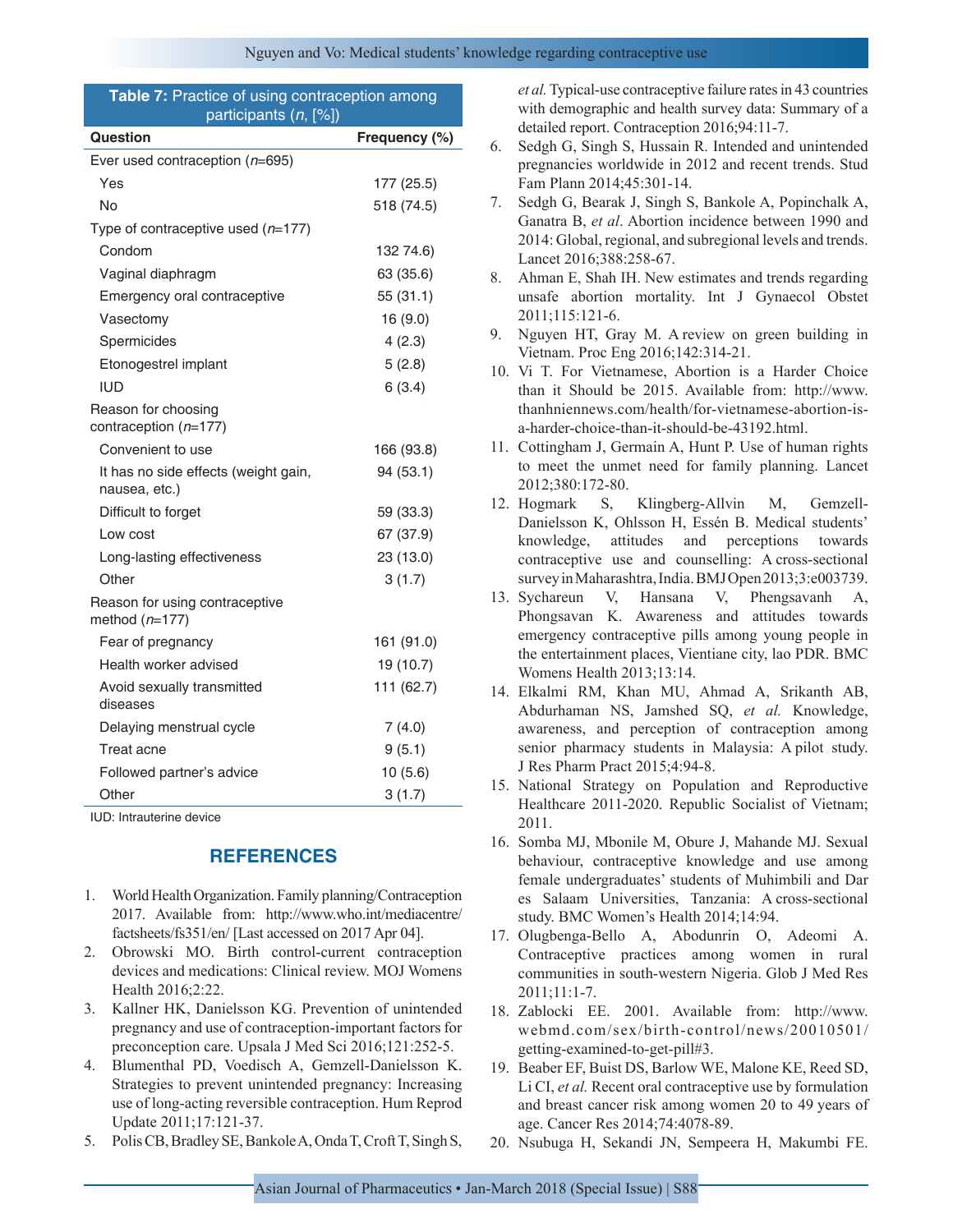**Table 7:** Practice of using contraception among participants (*n*, [%])

| Question | Frequency (%) |
|---|---|
| Ever used contraception (*n*=695) | |
| Yes | 177 (25.5) |
| No | 518 (74.5) |
| Type of contraceptive used (*n*=177) | |
| Condom | 132 74.6) |
| Vaginal diaphragm | 63 (35.6) |
| Emergency oral contraceptive | 55 (31.1) |
| Vasectomy | 16 (9.0) |
| Spermicides | 4 (2.3) |
| Etonogestrel implant | 5 (2.8) |
| IUD | 6 (3.4) |
| Reason for choosing contraception (*n*=177) | |
| Convenient to use | 166 (93.8) |
| It has no side effects (weight gain, nausea, etc.) | 94 (53.1) |
| Difficult to forget | 59 (33.3) |
| Low cost | 67 (37.9) |
| Long-lasting effectiveness | 23 (13.0) |
| Other | 3 (1.7) |
| Reason for using contraceptive method (*n*=177) | |
| Fear of pregnancy | 161 (91.0) |
| Health worker advised | 19 (10.7) |
| Avoid sexually transmitted diseases | 111 (62.7) |
| Delaying menstrual cycle | 7 (4.0) |
| Treat acne | 9 (5.1) |
| Followed partner's advice | 10 (5.6) |
| Other | 3 (1.7) |

IUD: Intrauterine device

## REFERENCES

1. World Health Organization. Family planning/Contraception 2017. Available from: http://www.who.int/mediacentre/factsheets/fs351/en/ [Last accessed on 2017 Apr 04].
2. Obrowski MO. Birth control-current contraception devices and medications: Clinical review. MOJ Womens Health 2016;2:22.
3. Kallner HK, Danielsson KG. Prevention of unintended pregnancy and use of contraception-important factors for preconception care. Upsala J Med Sci 2016;121:252-5.
4. Blumenthal PD, Voedisch A, Gemzell-Danielsson K. Strategies to prevent unintended pregnancy: Increasing use of long-acting reversible contraception. Hum Reprod Update 2011;17:121-37.
5. Polis CB, Bradley SE, Bankole A, Onda T, Croft T, Singh S, *et al.* Typical-use contraceptive failure rates in 43 countries with demographic and health survey data: Summary of a detailed report. Contraception 2016;94:11-7.
6. Sedgh G, Singh S, Hussain R. Intended and unintended pregnancies worldwide in 2012 and recent trends. Stud Fam Plann 2014;45:301-14.
7. Sedgh G, Bearak J, Singh S, Bankole A, Popinchalk A, Ganatra B, *et al*. Abortion incidence between 1990 and 2014: Global, regional, and subregional levels and trends. Lancet 2016;388:258-67.
8. Ahman E, Shah IH. New estimates and trends regarding unsafe abortion mortality. Int J Gynaecol Obstet 2011;115:121-6.
9. Nguyen HT, Gray M. A review on green building in Vietnam. Proc Eng 2016;142:314-21.
10. Vi T. For Vietnamese, Abortion is a Harder Choice than it Should be 2015. Available from: http://www.thanhniennews.com/health/for-vietnamese-abortion-is-a-harder-choice-than-it-should-be-43192.html.
11. Cottingham J, Germain A, Hunt P. Use of human rights to meet the unmet need for family planning. Lancet 2012;380:172-80.
12. Hogmark S, Klingberg-Allvin M, Gemzell-Danielsson K, Ohlsson H, Essén B. Medical students' knowledge, attitudes and perceptions towards contraceptive use and counselling: A cross-sectional survey in Maharashtra, India. BMJ Open 2013;3:e003739.
13. Sychareun V, Hansana V, Phengsavanh A, Phongsavan K. Awareness and attitudes towards emergency contraceptive pills among young people in the entertainment places, Vientiane city, lao PDR. BMC Womens Health 2013;13:14.
14. Elkalmi RM, Khan MU, Ahmad A, Srikanth AB, Abdurhaman NS, Jamshed SQ, *et al.* Knowledge, awareness, and perception of contraception among senior pharmacy students in Malaysia: A pilot study. J Res Pharm Pract 2015;4:94-8.
15. National Strategy on Population and Reproductive Healthcare 2011-2020. Republic Socialist of Vietnam; 2011.
16. Somba MJ, Mbonile M, Obure J, Mahande MJ. Sexual behaviour, contraceptive knowledge and use among female undergraduates' students of Muhimbili and Dar es Salaam Universities, Tanzania: A cross-sectional study. BMC Women's Health 2014;14:94.
17. Olugbenga-Bello A, Abodunrin O, Adeomi A. Contraceptive practices among women in rural communities in south-western Nigeria. Glob J Med Res 2011;11:1-7.
18. Zablocki EE. 2001. Available from: http://www.webmd.com/sex/birth-control/news/20010501/getting-examined-to-get-pill#3.
19. Beaber EF, Buist DS, Barlow WE, Malone KE, Reed SD, Li CI, *et al.* Recent oral contraceptive use by formulation and breast cancer risk among women 20 to 49 years of age. Cancer Res 2014;74:4078-89.
20. Nsubuga H, Sekandi JN, Sempeera H, Makumbi FE.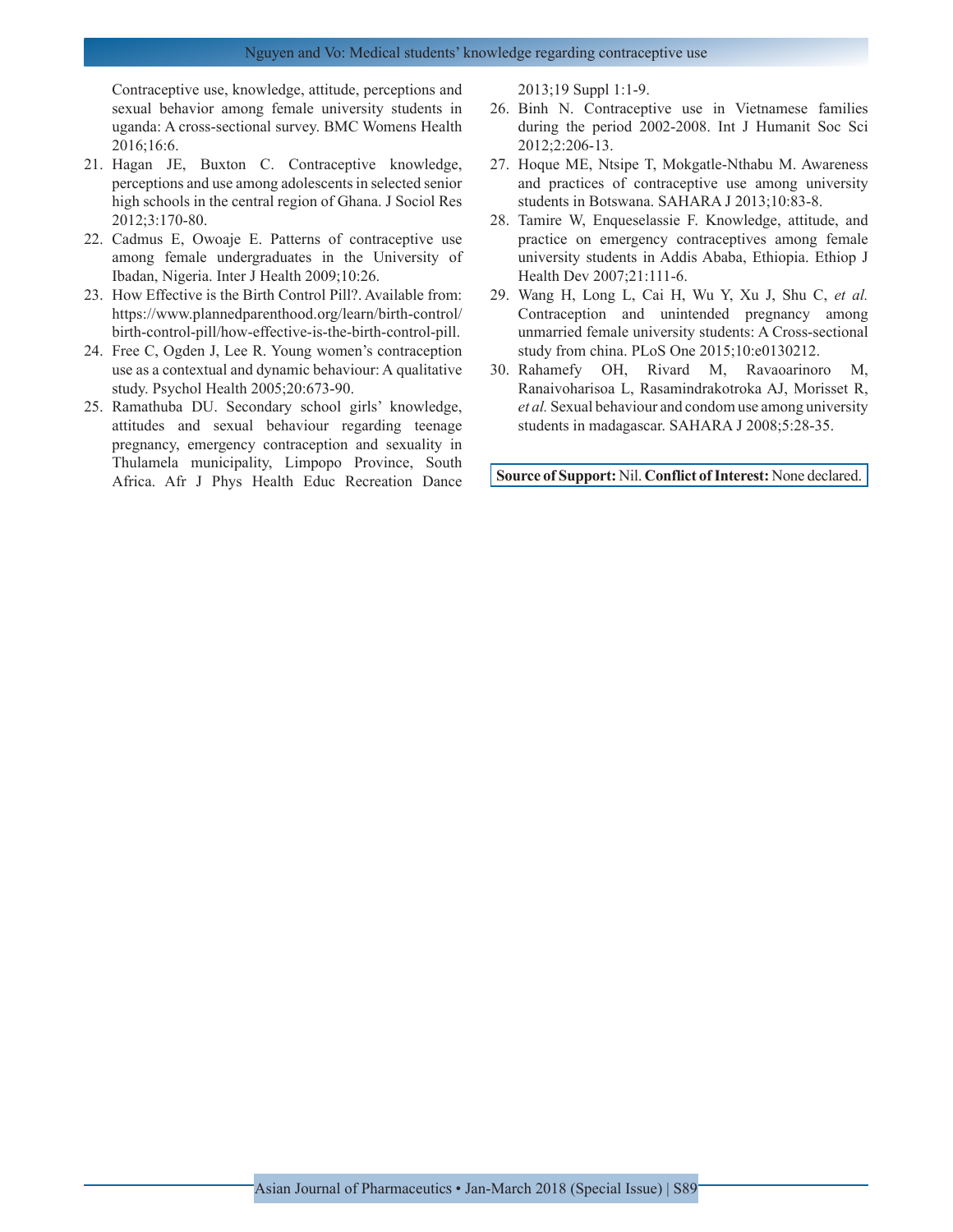Contraceptive use, knowledge, attitude, perceptions and sexual behavior among female university students in uganda: A cross-sectional survey. BMC Womens Health 2016;16:6.

21. Hagan JE, Buxton C. Contraceptive knowledge, perceptions and use among adolescents in selected senior high schools in the central region of Ghana. J Sociol Res 2012;3:170-80.
22. Cadmus E, Owoaje E. Patterns of contraceptive use among female undergraduates in the University of Ibadan, Nigeria. Inter J Health 2009;10:26.
23. How Effective is the Birth Control Pill?. Available from: https://www.plannedparenthood.org/learn/birth-control/birth-control-pill/how-effective-is-the-birth-control-pill.
24. Free C, Ogden J, Lee R. Young women's contraception use as a contextual and dynamic behaviour: A qualitative study. Psychol Health 2005;20:673-90.
25. Ramathuba DU. Secondary school girls' knowledge, attitudes and sexual behaviour regarding teenage pregnancy, emergency contraception and sexuality in Thulamela municipality, Limpopo Province, South Africa. Afr J Phys Health Educ Recreation Dance 2013;19 Suppl 1:1-9.
26. Binh N. Contraceptive use in Vietnamese families during the period 2002-2008. Int J Humanit Soc Sci 2012;2:206-13.
27. Hoque ME, Ntsipe T, Mokgatle-Nthabu M. Awareness and practices of contraceptive use among university students in Botswana. SAHARA J 2013;10:83-8.
28. Tamire W, Enqueselassie F. Knowledge, attitude, and practice on emergency contraceptives among female university students in Addis Ababa, Ethiopia. Ethiop J Health Dev 2007;21:111-6.
29. Wang H, Long L, Cai H, Wu Y, Xu J, Shu C, *et al.* Contraception and unintended pregnancy among unmarried female university students: A Cross-sectional study from china. PLoS One 2015;10:e0130212.
30. Rahamefy OH, Rivard M, Ravaoarinoro M, Ranaivoharisoa L, Rasamindrakotroka AJ, Morisset R, *et al.* Sexual behaviour and condom use among university students in madagascar. SAHARA J 2008;5:28-35.

**Source of Support:** Nil. **Conflict of Interest:** None declared.